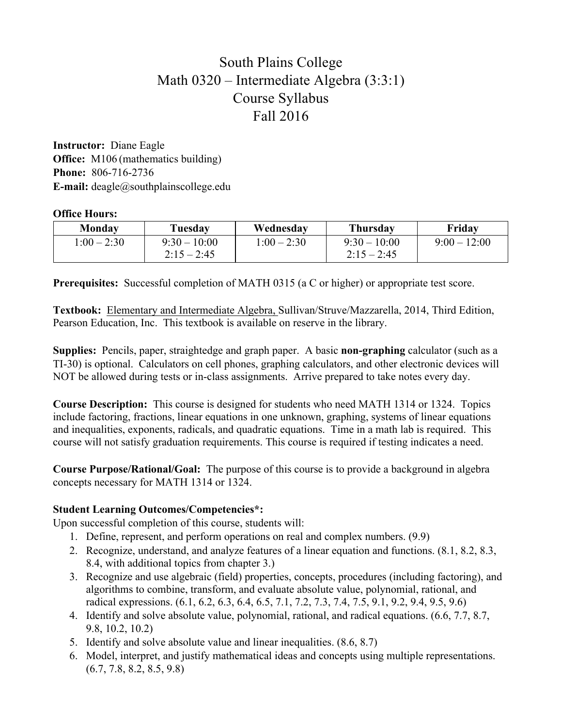# South Plains College
# Math 0320 – Intermediate Algebra (3:3:1)
# Course Syllabus
# Fall 2016

**Instructor:** Diane Eagle
**Office:** M106 (mathematics building)
**Phone:** 806-716-2736
**E-mail:** deagle@southplainscollege.edu

**Office Hours:**

| Monday | Tuesday | Wednesday | Thursday | Friday |
|---|---|---|---|---|
| 1:00 – 2:30 | 9:30 – 10:00<br>2:15 – 2:45 | 1:00 – 2:30 | 9:30 – 10:00<br>2:15 – 2:45 | 9:00 – 12:00 |

**Prerequisites:** Successful completion of MATH 0315 (a C or higher) or appropriate test score.

**Textbook:** Elementary and Intermediate Algebra, Sullivan/Struve/Mazzarella, 2014, Third Edition, Pearson Education, Inc. This textbook is available on reserve in the library.

**Supplies:** Pencils, paper, straightedge and graph paper. A basic **non-graphing** calculator (such as a TI-30) is optional. Calculators on cell phones, graphing calculators, and other electronic devices will NOT be allowed during tests or in-class assignments. Arrive prepared to take notes every day.

**Course Description:** This course is designed for students who need MATH 1314 or 1324. Topics include factoring, fractions, linear equations in one unknown, graphing, systems of linear equations and inequalities, exponents, radicals, and quadratic equations. Time in a math lab is required. This course will not satisfy graduation requirements. This course is required if testing indicates a need.

**Course Purpose/Rational/Goal:** The purpose of this course is to provide a background in algebra concepts necessary for MATH 1314 or 1324.

**Student Learning Outcomes/Competencies*:**
Upon successful completion of this course, students will:

1. Define, represent, and perform operations on real and complex numbers. (9.9)
2. Recognize, understand, and analyze features of a linear equation and functions. (8.1, 8.2, 8.3, 8.4, with additional topics from chapter 3.)
3. Recognize and use algebraic (field) properties, concepts, procedures (including factoring), and algorithms to combine, transform, and evaluate absolute value, polynomial, rational, and radical expressions. (6.1, 6.2, 6.3, 6.4, 6.5, 7.1, 7.2, 7.3, 7.4, 7.5, 9.1, 9.2, 9.4, 9.5, 9.6)
4. Identify and solve absolute value, polynomial, rational, and radical equations. (6.6, 7.7, 8.7, 9.8, 10.2, 10.2)
5. Identify and solve absolute value and linear inequalities. (8.6, 8.7)
6. Model, interpret, and justify mathematical ideas and concepts using multiple representations. (6.7, 7.8, 8.2, 8.5, 9.8)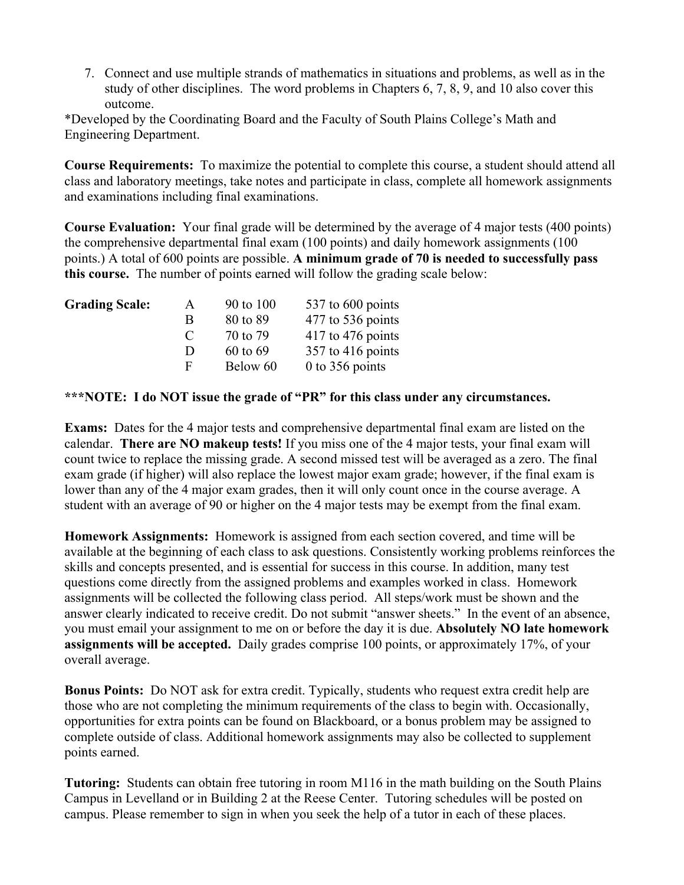7. Connect and use multiple strands of mathematics in situations and problems, as well as in the study of other disciplines. The word problems in Chapters 6, 7, 8, 9, and 10 also cover this outcome.

*Developed by the Coordinating Board and the Faculty of South Plains College's Math and Engineering Department.

**Course Requirements:** To maximize the potential to complete this course, a student should attend all class and laboratory meetings, take notes and participate in class, complete all homework assignments and examinations including final examinations.

**Course Evaluation:** Your final grade will be determined by the average of 4 major tests (400 points) the comprehensive departmental final exam (100 points) and daily homework assignments (100 points.) A total of 600 points are possible. **A minimum grade of 70 is needed to successfully pass this course.** The number of points earned will follow the grading scale below:

| | | | |
|---|---|---|---|
| **Grading Scale:** | A | 90 to 100 | 537 to 600 points |
| | B | 80 to 89 | 477 to 536 points |
| | C | 70 to 79 | 417 to 476 points |
| | D | 60 to 69 | 357 to 416 points |
| | F | Below 60 | 0 to 356 points |

**\*\*\*NOTE: I do NOT issue the grade of "PR" for this class under any circumstances.**

**Exams:** Dates for the 4 major tests and comprehensive departmental final exam are listed on the calendar. **There are NO makeup tests!** If you miss one of the 4 major tests, your final exam will count twice to replace the missing grade. A second missed test will be averaged as a zero. The final exam grade (if higher) will also replace the lowest major exam grade; however, if the final exam is lower than any of the 4 major exam grades, then it will only count once in the course average. A student with an average of 90 or higher on the 4 major tests may be exempt from the final exam.

**Homework Assignments:** Homework is assigned from each section covered, and time will be available at the beginning of each class to ask questions. Consistently working problems reinforces the skills and concepts presented, and is essential for success in this course. In addition, many test questions come directly from the assigned problems and examples worked in class. Homework assignments will be collected the following class period. All steps/work must be shown and the answer clearly indicated to receive credit. Do not submit "answer sheets." In the event of an absence, you must email your assignment to me on or before the day it is due. **Absolutely NO late homework assignments will be accepted.** Daily grades comprise 100 points, or approximately 17%, of your overall average.

**Bonus Points:** Do NOT ask for extra credit. Typically, students who request extra credit help are those who are not completing the minimum requirements of the class to begin with. Occasionally, opportunities for extra points can be found on Blackboard, or a bonus problem may be assigned to complete outside of class. Additional homework assignments may also be collected to supplement points earned.

**Tutoring:** Students can obtain free tutoring in room M116 in the math building on the South Plains Campus in Levelland or in Building 2 at the Reese Center. Tutoring schedules will be posted on campus. Please remember to sign in when you seek the help of a tutor in each of these places.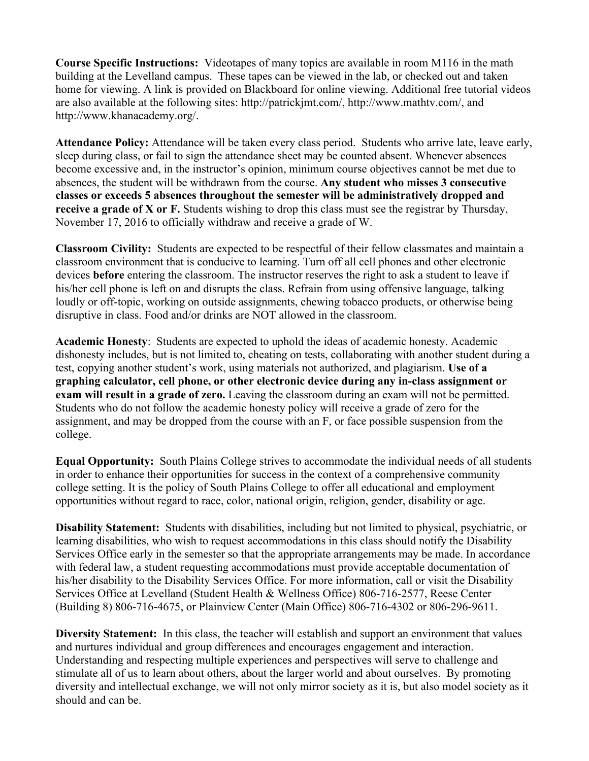**Course Specific Instructions:** Videotapes of many topics are available in room M116 in the math building at the Levelland campus. These tapes can be viewed in the lab, or checked out and taken home for viewing. A link is provided on Blackboard for online viewing. Additional free tutorial videos are also available at the following sites: http://patrickjmt.com/, http://www.mathtv.com/, and http://www.khanacademy.org/.

**Attendance Policy:** Attendance will be taken every class period. Students who arrive late, leave early, sleep during class, or fail to sign the attendance sheet may be counted absent. Whenever absences become excessive and, in the instructor's opinion, minimum course objectives cannot be met due to absences, the student will be withdrawn from the course. **Any student who misses 3 consecutive classes or exceeds 5 absences throughout the semester will be administratively dropped and receive a grade of X or F.** Students wishing to drop this class must see the registrar by Thursday, November 17, 2016 to officially withdraw and receive a grade of W.

**Classroom Civility:** Students are expected to be respectful of their fellow classmates and maintain a classroom environment that is conducive to learning. Turn off all cell phones and other electronic devices **before** entering the classroom. The instructor reserves the right to ask a student to leave if his/her cell phone is left on and disrupts the class. Refrain from using offensive language, talking loudly or off-topic, working on outside assignments, chewing tobacco products, or otherwise being disruptive in class. Food and/or drinks are NOT allowed in the classroom.

**Academic Honesty**: Students are expected to uphold the ideas of academic honesty. Academic dishonesty includes, but is not limited to, cheating on tests, collaborating with another student during a test, copying another student's work, using materials not authorized, and plagiarism. **Use of a graphing calculator, cell phone, or other electronic device during any in-class assignment or exam will result in a grade of zero.** Leaving the classroom during an exam will not be permitted. Students who do not follow the academic honesty policy will receive a grade of zero for the assignment, and may be dropped from the course with an F, or face possible suspension from the college.

**Equal Opportunity:** South Plains College strives to accommodate the individual needs of all students in order to enhance their opportunities for success in the context of a comprehensive community college setting. It is the policy of South Plains College to offer all educational and employment opportunities without regard to race, color, national origin, religion, gender, disability or age.

**Disability Statement:** Students with disabilities, including but not limited to physical, psychiatric, or learning disabilities, who wish to request accommodations in this class should notify the Disability Services Office early in the semester so that the appropriate arrangements may be made. In accordance with federal law, a student requesting accommodations must provide acceptable documentation of his/her disability to the Disability Services Office. For more information, call or visit the Disability Services Office at Levelland (Student Health & Wellness Office) 806-716-2577, Reese Center (Building 8) 806-716-4675, or Plainview Center (Main Office) 806-716-4302 or 806-296-9611.

**Diversity Statement:** In this class, the teacher will establish and support an environment that values and nurtures individual and group differences and encourages engagement and interaction. Understanding and respecting multiple experiences and perspectives will serve to challenge and stimulate all of us to learn about others, about the larger world and about ourselves. By promoting diversity and intellectual exchange, we will not only mirror society as it is, but also model society as it should and can be.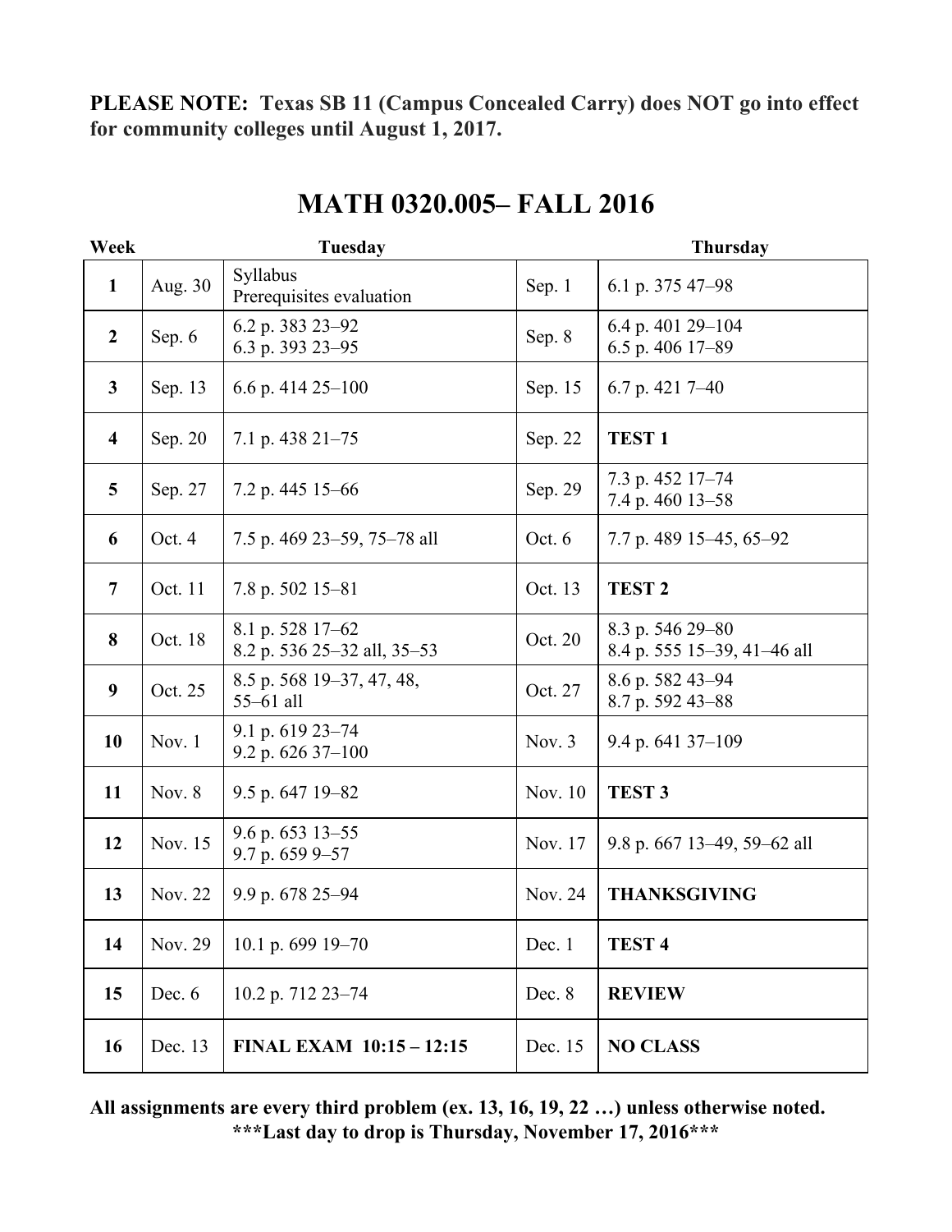**PLEASE NOTE: Texas SB 11 (Campus Concealed Carry) does NOT go into effect for community colleges until August 1, 2017.**

# MATH 0320.005– FALL 2016

| Week | | Tuesday | | Thursday |
|---|---|---|---|---|
| **1** | Aug. 30 | Syllabus<br>Prerequisites evaluation | Sep. 1 | 6.1 p. 375 47–98 |
| **2** | Sep. 6 | 6.2 p. 383 23–92<br>6.3 p. 393 23–95 | Sep. 8 | 6.4 p. 401 29–104<br>6.5 p. 406 17–89 |
| **3** | Sep. 13 | 6.6 p. 414 25–100 | Sep. 15 | 6.7 p. 421 7–40 |
| **4** | Sep. 20 | 7.1 p. 438 21–75 | Sep. 22 | **TEST 1** |
| **5** | Sep. 27 | 7.2 p. 445 15–66 | Sep. 29 | 7.3 p. 452 17–74<br>7.4 p. 460 13–58 |
| **6** | Oct. 4 | 7.5 p. 469 23–59, 75–78 all | Oct. 6 | 7.7 p. 489 15–45, 65–92 |
| **7** | Oct. 11 | 7.8 p. 502 15–81 | Oct. 13 | **TEST 2** |
| **8** | Oct. 18 | 8.1 p. 528 17–62<br>8.2 p. 536 25–32 all, 35–53 | Oct. 20 | 8.3 p. 546 29–80<br>8.4 p. 555 15–39, 41–46 all |
| **9** | Oct. 25 | 8.5 p. 568 19–37, 47, 48, 55–61 all | Oct. 27 | 8.6 p. 582 43–94<br>8.7 p. 592 43–88 |
| **10** | Nov. 1 | 9.1 p. 619 23–74<br>9.2 p. 626 37–100 | Nov. 3 | 9.4 p. 641 37–109 |
| **11** | Nov. 8 | 9.5 p. 647 19–82 | Nov. 10 | **TEST 3** |
| **12** | Nov. 15 | 9.6 p. 653 13–55<br>9.7 p. 659 9–57 | Nov. 17 | 9.8 p. 667 13–49, 59–62 all |
| **13** | Nov. 22 | 9.9 p. 678 25–94 | Nov. 24 | **THANKSGIVING** |
| **14** | Nov. 29 | 10.1 p. 699 19–70 | Dec. 1 | **TEST 4** |
| **15** | Dec. 6 | 10.2 p. 712 23–74 | Dec. 8 | **REVIEW** |
| **16** | Dec. 13 | **FINAL EXAM 10:15 – 12:15** | Dec. 15 | **NO CLASS** |

**All assignments are every third problem (ex. 13, 16, 19, 22 …) unless otherwise noted.**

**\*\*\*Last day to drop is Thursday, November 17, 2016\*\*\***